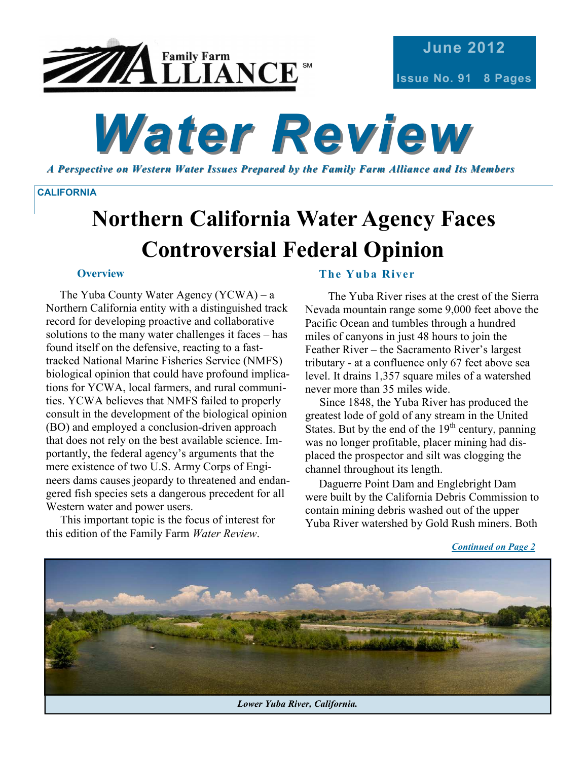Family Farm ALLIANCE℠

June 2012

Issue No. 91 8 Pages

# Water Review

*A Perspective on Western Water Issues Prepared by the Family Farm Alliance and Its Members*

CALIFORNIA

# Northern California Water Agency Faces Controversial Federal Opinion

### Overview

The Yuba County Water Agency (YCWA) – a Northern California entity with a distinguished track record for developing proactive and collaborative solutions to the many water challenges it faces – has found itself on the defensive, reacting to a fast-tracked National Marine Fisheries Service (NMFS) biological opinion that could have profound implications for YCWA, local farmers, and rural communities. YCWA believes that NMFS failed to properly consult in the development of the biological opinion (BO) and employed a conclusion-driven approach that does not rely on the best available science. Importantly, the federal agency's arguments that the mere existence of two U.S. Army Corps of Engineers dams causes jeopardy to threatened and endangered fish species sets a dangerous precedent for all Western water and power users.

This important topic is the focus of interest for this edition of the Family Farm *Water Review*.

### The Yuba River

The Yuba River rises at the crest of the Sierra Nevada mountain range some 9,000 feet above the Pacific Ocean and tumbles through a hundred miles of canyons in just 48 hours to join the Feather River – the Sacramento River's largest tributary - at a confluence only 67 feet above sea level. It drains 1,357 square miles of a watershed never more than 35 miles wide.

Since 1848, the Yuba River has produced the greatest lode of gold of any stream in the United States. But by the end of the 19th century, panning was no longer profitable, placer mining had displaced the prospector and silt was clogging the channel throughout its length.

Daguerre Point Dam and Englebright Dam were built by the California Debris Commission to contain mining debris washed out of the upper Yuba River watershed by Gold Rush miners. Both

*Continued on Page 2*

*Lower Yuba River, California.*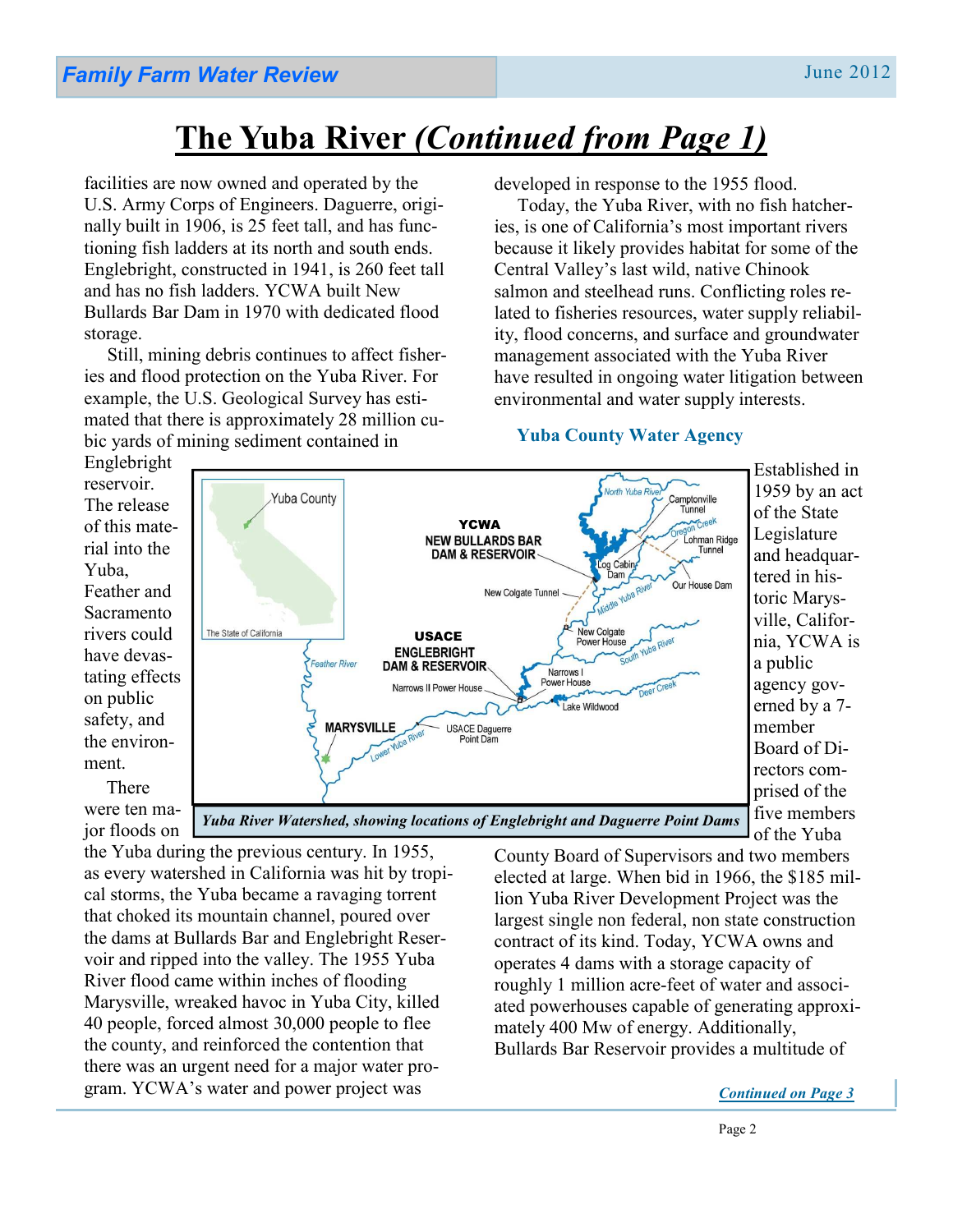# The Yuba River *(Continued from Page 1)*

facilities are now owned and operated by the U.S. Army Corps of Engineers. Daguerre, originally built in 1906, is 25 feet tall, and has functioning fish ladders at its north and south ends. Englebright, constructed in 1941, is 260 feet tall and has no fish ladders. YCWA built New Bullards Bar Dam in 1970 with dedicated flood storage.

Still, mining debris continues to affect fisheries and flood protection on the Yuba River. For example, the U.S. Geological Survey has estimated that there is approximately 28 million cubic yards of mining sediment contained in Englebright reservoir. The release of this material into the Yuba, Feather and Sacramento rivers could have devastating effects on public safety, and the environment.

There were ten major floods on the Yuba during the previous century. In 1955, as every watershed in California was hit by tropical storms, the Yuba became a ravaging torrent that choked its mountain channel, poured over the dams at Bullards Bar and Englebright Reservoir and ripped into the valley. The 1955 Yuba River flood came within inches of flooding Marysville, wreaked havoc in Yuba City, killed 40 people, forced almost 30,000 people to flee the county, and reinforced the contention that there was an urgent need for a major water program. YCWA's water and power project was developed in response to the 1955 flood.

Today, the Yuba River, with no fish hatcheries, is one of California's most important rivers because it likely provides habitat for some of the Central Valley's last wild, native Chinook salmon and steelhead runs. Conflicting roles related to fisheries resources, water supply reliability, flood concerns, and surface and groundwater management associated with the Yuba River have resulted in ongoing water litigation between environmental and water supply interests.

*Yuba River Watershed, showing locations of Englebright and Daguerre Point Dams*

### Yuba County Water Agency

Established in 1959 by an act of the State Legislature and headquartered in historic Marysville, California, YCWA is a public agency governed by a 7-member Board of Directors comprised of the five members of the Yuba County Board of Supervisors and two members elected at large. When bid in 1966, the $185 million Yuba River Development Project was the largest single non federal, non state construction contract of its kind. Today, YCWA owns and operates 4 dams with a storage capacity of roughly 1 million acre-feet of water and associated powerhouses capable of generating approximately 400 Mw of energy. Additionally, Bullards Bar Reservoir provides a multitude of

*Continued on Page 3*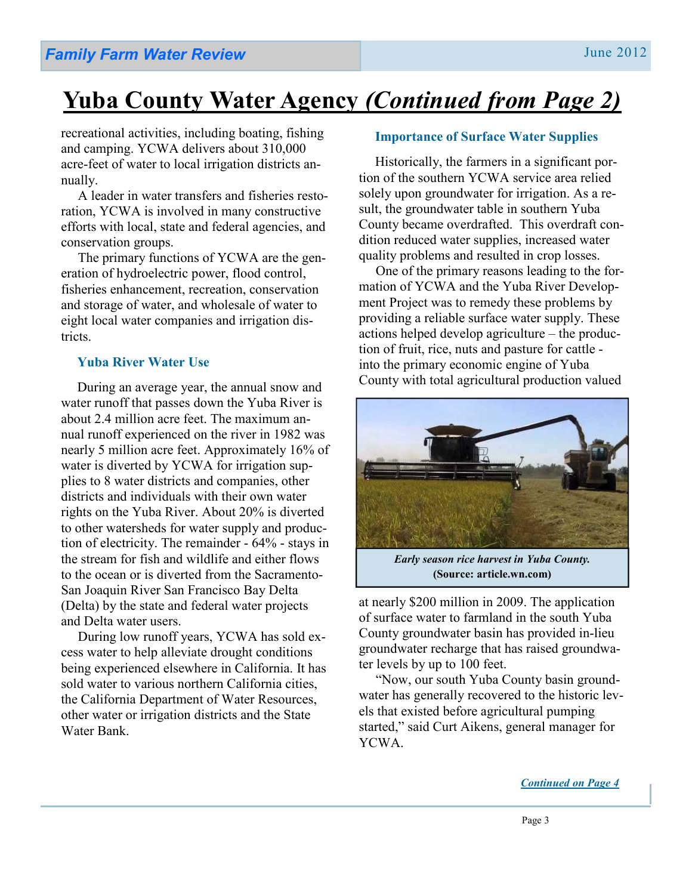# Yuba County Water Agency *(Continued from Page 2)*

recreational activities, including boating, fishing and camping. YCWA delivers about 310,000 acre-feet of water to local irrigation districts annually.

A leader in water transfers and fisheries restoration, YCWA is involved in many constructive efforts with local, state and federal agencies, and conservation groups.

The primary functions of YCWA are the generation of hydroelectric power, flood control, fisheries enhancement, recreation, conservation and storage of water, and wholesale of water to eight local water companies and irrigation districts.

### Yuba River Water Use

During an average year, the annual snow and water runoff that passes down the Yuba River is about 2.4 million acre feet. The maximum annual runoff experienced on the river in 1982 was nearly 5 million acre feet. Approximately 16% of water is diverted by YCWA for irrigation supplies to 8 water districts and companies, other districts and individuals with their own water rights on the Yuba River. About 20% is diverted to other watersheds for water supply and production of electricity. The remainder - 64% - stays in the stream for fish and wildlife and either flows to the ocean or is diverted from the Sacramento-San Joaquin River San Francisco Bay Delta (Delta) by the state and federal water projects and Delta water users.

During low runoff years, YCWA has sold excess water to help alleviate drought conditions being experienced elsewhere in California. It has sold water to various northern California cities, the California Department of Water Resources, other water or irrigation districts and the State Water Bank.

### Importance of Surface Water Supplies

Historically, the farmers in a significant portion of the southern YCWA service area relied solely upon groundwater for irrigation. As a result, the groundwater table in southern Yuba County became overdrafted. This overdraft condition reduced water supplies, increased water quality problems and resulted in crop losses.

One of the primary reasons leading to the formation of YCWA and the Yuba River Development Project was to remedy these problems by providing a reliable surface water supply. These actions helped develop agriculture – the production of fruit, rice, nuts and pasture for cattle - into the primary economic engine of Yuba County with total agricultural production valued at nearly $200 million in 2009. The application of surface water to farmland in the south Yuba County groundwater basin has provided in-lieu groundwater recharge that has raised groundwater levels by up to 100 feet.

*Early season rice harvest in Yuba County.*
**(Source: article.wn.com)**

"Now, our south Yuba County basin groundwater has generally recovered to the historic levels that existed before agricultural pumping started," said Curt Aikens, general manager for YCWA.

*Continued on Page 4*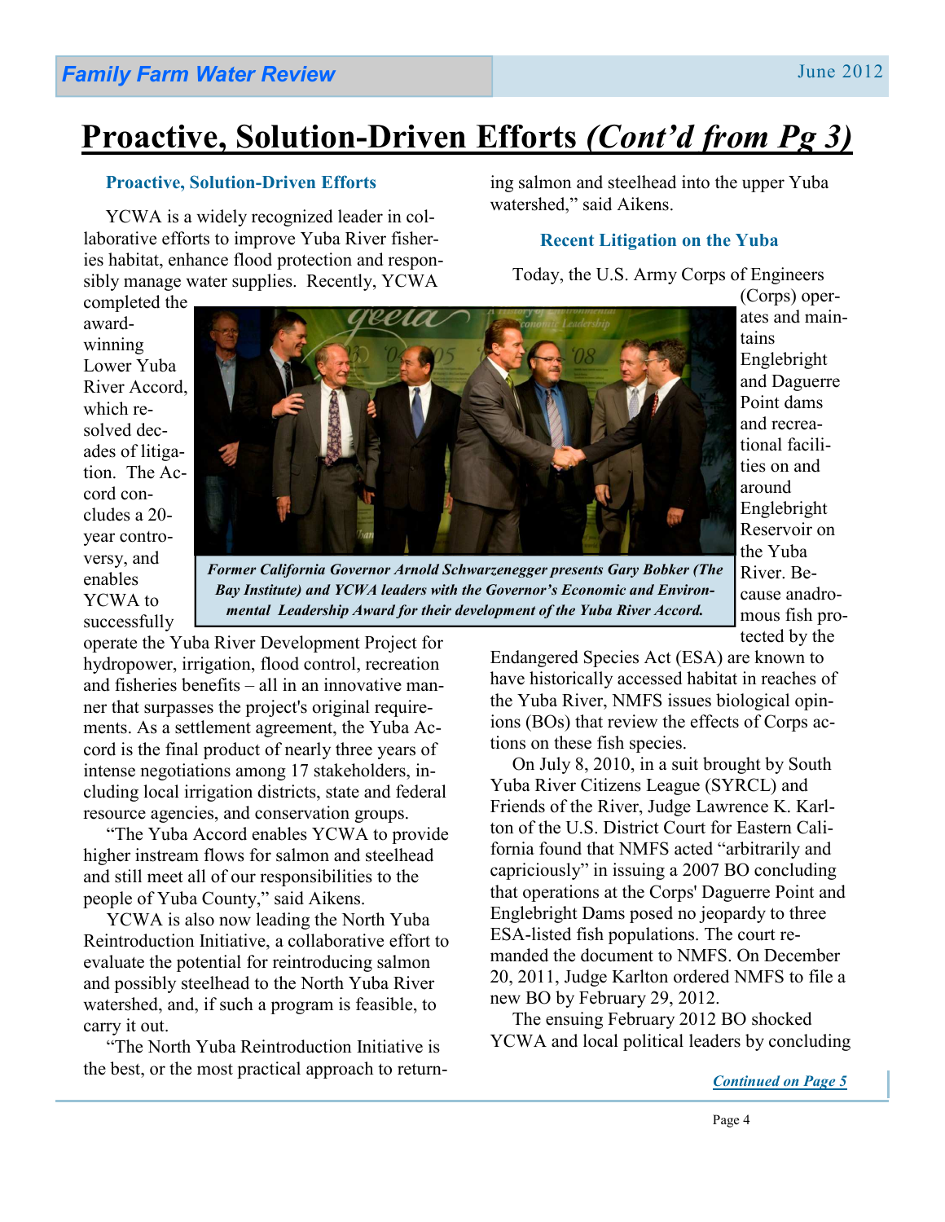# Proactive, Solution-Driven Efforts *(Cont'd from Pg 3)*

### Proactive, Solution-Driven Efforts

YCWA is a widely recognized leader in collaborative efforts to improve Yuba River fisheries habitat, enhance flood protection and responsibly manage water supplies. Recently, YCWA completed the award-winning Lower Yuba River Accord, which resolved decades of litigation. The Accord concludes a 20-year controversy, and enables YCWA to successfully operate the Yuba River Development Project for hydropower, irrigation, flood control, recreation and fisheries benefits – all in an innovative manner that surpasses the project's original requirements. As a settlement agreement, the Yuba Accord is the final product of nearly three years of intense negotiations among 17 stakeholders, including local irrigation districts, state and federal resource agencies, and conservation groups.

*Former California Governor Arnold Schwarzenegger presents Gary Bobker (The Bay Institute) and YCWA leaders with the Governor's Economic and Environmental Leadership Award for their development of the Yuba River Accord.*

"The Yuba Accord enables YCWA to provide higher instream flows for salmon and steelhead and still meet all of our responsibilities to the people of Yuba County," said Aikens.

YCWA is also now leading the North Yuba Reintroduction Initiative, a collaborative effort to evaluate the potential for reintroducing salmon and possibly steelhead to the North Yuba River watershed, and, if such a program is feasible, to carry it out.

"The North Yuba Reintroduction Initiative is the best, or the most practical approach to returning salmon and steelhead into the upper Yuba watershed," said Aikens.

### Recent Litigation on the Yuba

Today, the U.S. Army Corps of Engineers (Corps) operates and maintains Englebright and Daguerre Point dams and recreational facilities on and around Englebright Reservoir on the Yuba River. Because anadromous fish protected by the Endangered Species Act (ESA) are known to have historically accessed habitat in reaches of the Yuba River, NMFS issues biological opinions (BOs) that review the effects of Corps actions on these fish species.

On July 8, 2010, in a suit brought by South Yuba River Citizens League (SYRCL) and Friends of the River, Judge Lawrence K. Karlton of the U.S. District Court for Eastern California found that NMFS acted "arbitrarily and capriciously" in issuing a 2007 BO concluding that operations at the Corps' Daguerre Point and Englebright Dams posed no jeopardy to three ESA-listed fish populations. The court remanded the document to NMFS. On December 20, 2011, Judge Karlton ordered NMFS to file a new BO by February 29, 2012.

The ensuing February 2012 BO shocked YCWA and local political leaders by concluding

*Continued on Page 5*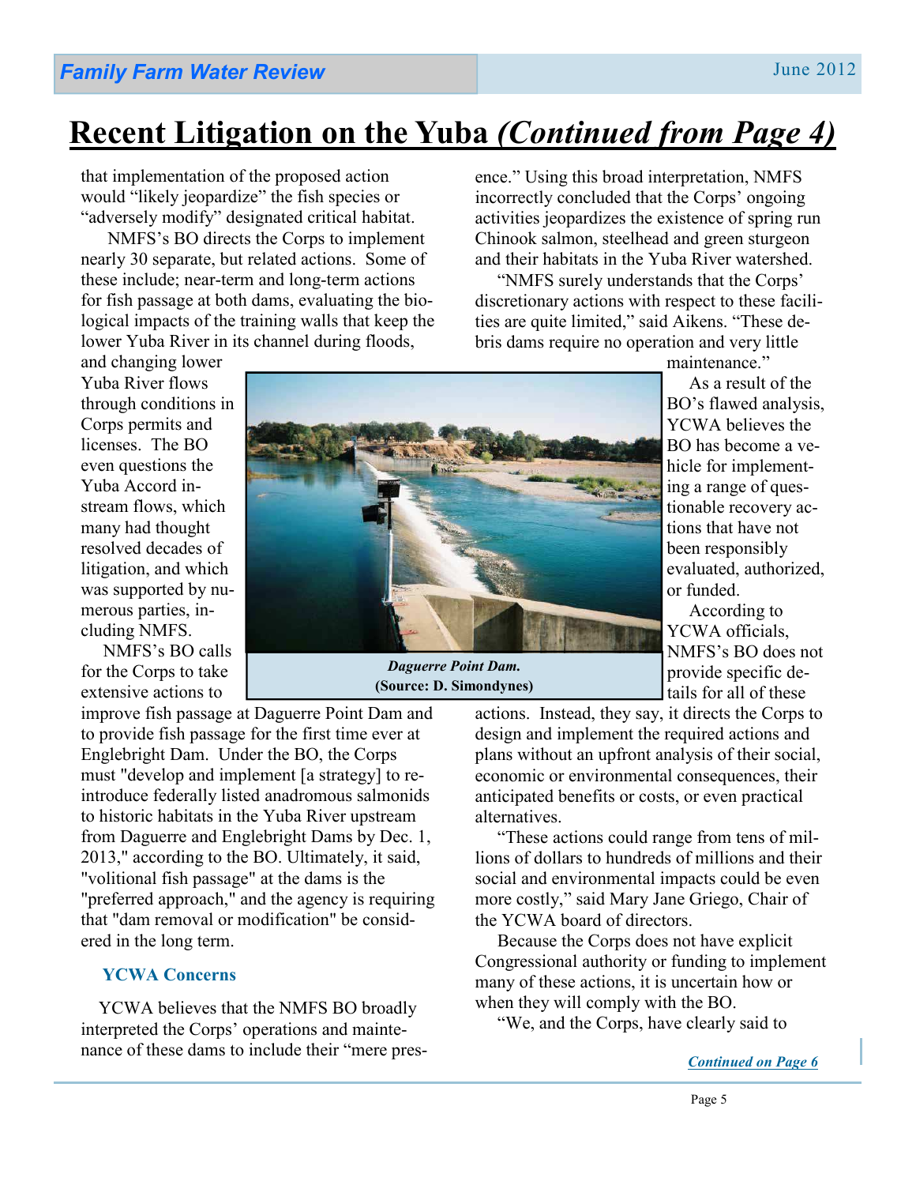# Recent Litigation on the Yuba *(Continued from Page 4)*

that implementation of the proposed action would "likely jeopardize" the fish species or "adversely modify" designated critical habitat.

NMFS's BO directs the Corps to implement nearly 30 separate, but related actions. Some of these include; near-term and long-term actions for fish passage at both dams, evaluating the biological impacts of the training walls that keep the lower Yuba River in its channel during floods, and changing lower Yuba River flows through conditions in Corps permits and licenses. The BO even questions the Yuba Accord instream flows, which many had thought resolved decades of litigation, and which was supported by numerous parties, including NMFS.

NMFS's BO calls for the Corps to take extensive actions to improve fish passage at Daguerre Point Dam and to provide fish passage for the first time ever at Englebright Dam. Under the BO, the Corps must "develop and implement [a strategy] to reintroduce federally listed anadromous salmonids to historic habitats in the Yuba River upstream from Daguerre and Englebright Dams by Dec. 1, 2013," according to the BO. Ultimately, it said, "volitional fish passage" at the dams is the "preferred approach," and the agency is requiring that "dam removal or modification" be considered in the long term.

***Daguerre Point Dam.***
**(Source: D. Simondynes)**

### YCWA Concerns

YCWA believes that the NMFS BO broadly interpreted the Corps' operations and maintenance of these dams to include their "mere presence." Using this broad interpretation, NMFS incorrectly concluded that the Corps' ongoing activities jeopardizes the existence of spring run Chinook salmon, steelhead and green sturgeon and their habitats in the Yuba River watershed.

"NMFS surely understands that the Corps' discretionary actions with respect to these facilities are quite limited," said Aikens. "These debris dams require no operation and very little maintenance."

As a result of the BO's flawed analysis, YCWA believes the BO has become a vehicle for implementing a range of questionable recovery actions that have not been responsibly evaluated, authorized, or funded.

According to YCWA officials, NMFS's BO does not provide specific details for all of these actions. Instead, they say, it directs the Corps to design and implement the required actions and plans without an upfront analysis of their social, economic or environmental consequences, their anticipated benefits or costs, or even practical alternatives.

"These actions could range from tens of millions of dollars to hundreds of millions and their social and environmental impacts could be even more costly," said Mary Jane Griego, Chair of the YCWA board of directors.

Because the Corps does not have explicit Congressional authority or funding to implement many of these actions, it is uncertain how or when they will comply with the BO.

"We, and the Corps, have clearly said to

***Continued on Page 6***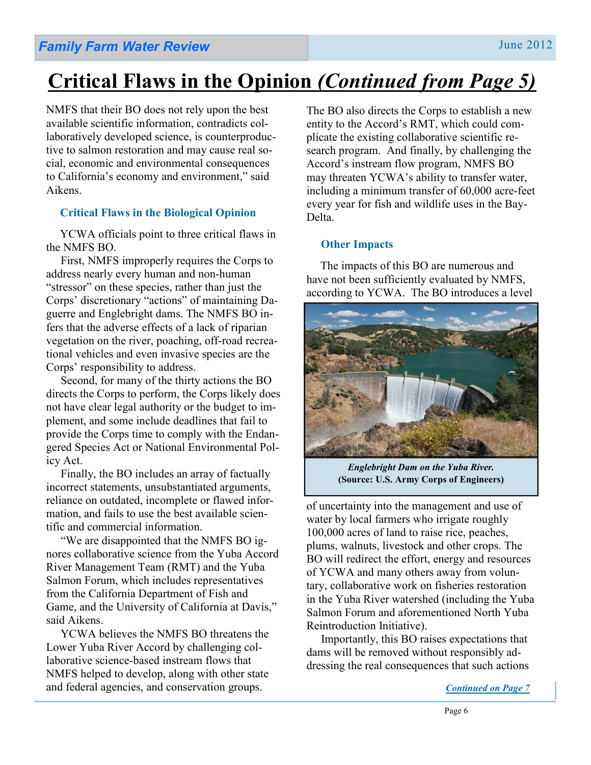# Critical Flaws in the Opinion *(Continued from Page 5)*

NMFS that their BO does not rely upon the best available scientific information, contradicts collaboratively developed science, is counterproductive to salmon restoration and may cause real social, economic and environmental consequences to California's economy and environment," said Aikens.

### Critical Flaws in the Biological Opinion

YCWA officials point to three critical flaws in the NMFS BO.

First, NMFS improperly requires the Corps to address nearly every human and non-human "stressor" on these species, rather than just the Corps' discretionary "actions" of maintaining Daguerre and Englebright dams. The NMFS BO infers that the adverse effects of a lack of riparian vegetation on the river, poaching, off-road recreational vehicles and even invasive species are the Corps' responsibility to address.

Second, for many of the thirty actions the BO directs the Corps to perform, the Corps likely does not have clear legal authority or the budget to implement, and some include deadlines that fail to provide the Corps time to comply with the Endangered Species Act or National Environmental Policy Act.

Finally, the BO includes an array of factually incorrect statements, unsubstantiated arguments, reliance on outdated, incomplete or flawed information, and fails to use the best available scientific and commercial information.

"We are disappointed that the NMFS BO ignores collaborative science from the Yuba Accord River Management Team (RMT) and the Yuba Salmon Forum, which includes representatives from the California Department of Fish and Game, and the University of California at Davis," said Aikens.

YCWA believes the NMFS BO threatens the Lower Yuba River Accord by challenging collaborative science-based instream flows that NMFS helped to develop, along with other state and federal agencies, and conservation groups. The BO also directs the Corps to establish a new entity to the Accord's RMT, which could complicate the existing collaborative scientific research program. And finally, by challenging the Accord's instream flow program, NMFS BO may threaten YCWA's ability to transfer water, including a minimum transfer of 60,000 acre-feet every year for fish and wildlife uses in the Bay-Delta.

### Other Impacts

The impacts of this BO are numerous and have not been sufficiently evaluated by NMFS, according to YCWA. The BO introduces a level of uncertainty into the management and use of water by local farmers who irrigate roughly 100,000 acres of land to raise rice, peaches, plums, walnuts, livestock and other crops. The BO will redirect the effort, energy and resources of YCWA and many others away from voluntary, collaborative work on fisheries restoration in the Yuba River watershed (including the Yuba Salmon Forum and aforementioned North Yuba Reintroduction Initiative).

***Englebright Dam on the Yuba River.***
**(Source: U.S. Army Corps of Engineers)**

Importantly, this BO raises expectations that dams will be removed without responsibly addressing the real consequences that such actions

*Continued on Page 7*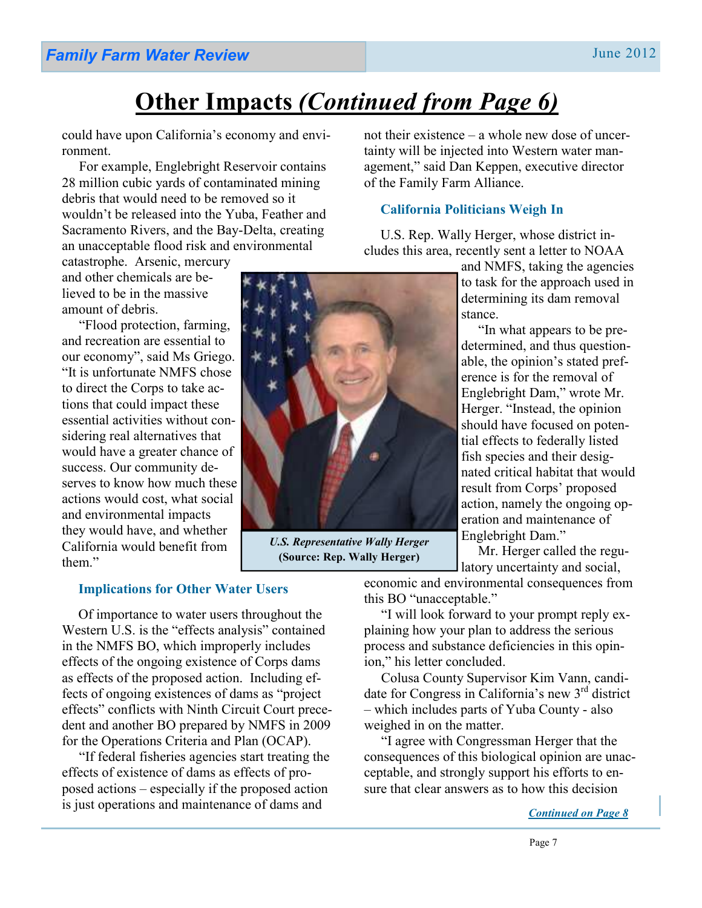# Other Impacts *(Continued from Page 6)*

could have upon California's economy and environment.

For example, Englebright Reservoir contains 28 million cubic yards of contaminated mining debris that would need to be removed so it wouldn't be released into the Yuba, Feather and Sacramento Rivers, and the Bay-Delta, creating an unacceptable flood risk and environmental catastrophe. Arsenic, mercury and other chemicals are believed to be in the massive amount of debris.

"Flood protection, farming, and recreation are essential to our economy", said Ms Griego. "It is unfortunate NMFS chose to direct the Corps to take actions that could impact these essential activities without considering real alternatives that would have a greater chance of success. Our community deserves to know how much these actions would cost, what social and environmental impacts they would have, and whether California would benefit from them."

***U.S. Representative Wally Herger***
**(Source: Rep. Wally Herger)**

### Implications for Other Water Users

Of importance to water users throughout the Western U.S. is the "effects analysis" contained in the NMFS BO, which improperly includes effects of the ongoing existence of Corps dams as effects of the proposed action. Including effects of ongoing existences of dams as "project effects" conflicts with Ninth Circuit Court precedent and another BO prepared by NMFS in 2009 for the Operations Criteria and Plan (OCAP).

"If federal fisheries agencies start treating the effects of existence of dams as effects of proposed actions – especially if the proposed action is just operations and maintenance of dams and not their existence – a whole new dose of uncertainty will be injected into Western water management," said Dan Keppen, executive director of the Family Farm Alliance.

### California Politicians Weigh In

U.S. Rep. Wally Herger, whose district includes this area, recently sent a letter to NOAA and NMFS, taking the agencies to task for the approach used in determining its dam removal stance.

"In what appears to be predetermined, and thus questionable, the opinion's stated preference is for the removal of Englebright Dam," wrote Mr. Herger. "Instead, the opinion should have focused on potential effects to federally listed fish species and their designated critical habitat that would result from Corps' proposed action, namely the ongoing operation and maintenance of Englebright Dam."

Mr. Herger called the regulatory uncertainty and social, economic and environmental consequences from this BO "unacceptable."

"I will look forward to your prompt reply explaining how your plan to address the serious process and substance deficiencies in this opinion," his letter concluded.

Colusa County Supervisor Kim Vann, candidate for Congress in California's new 3rd district – which includes parts of Yuba County - also weighed in on the matter.

"I agree with Congressman Herger that the consequences of this biological opinion are unacceptable, and strongly support his efforts to ensure that clear answers as to how this decision

*Continued on Page 8*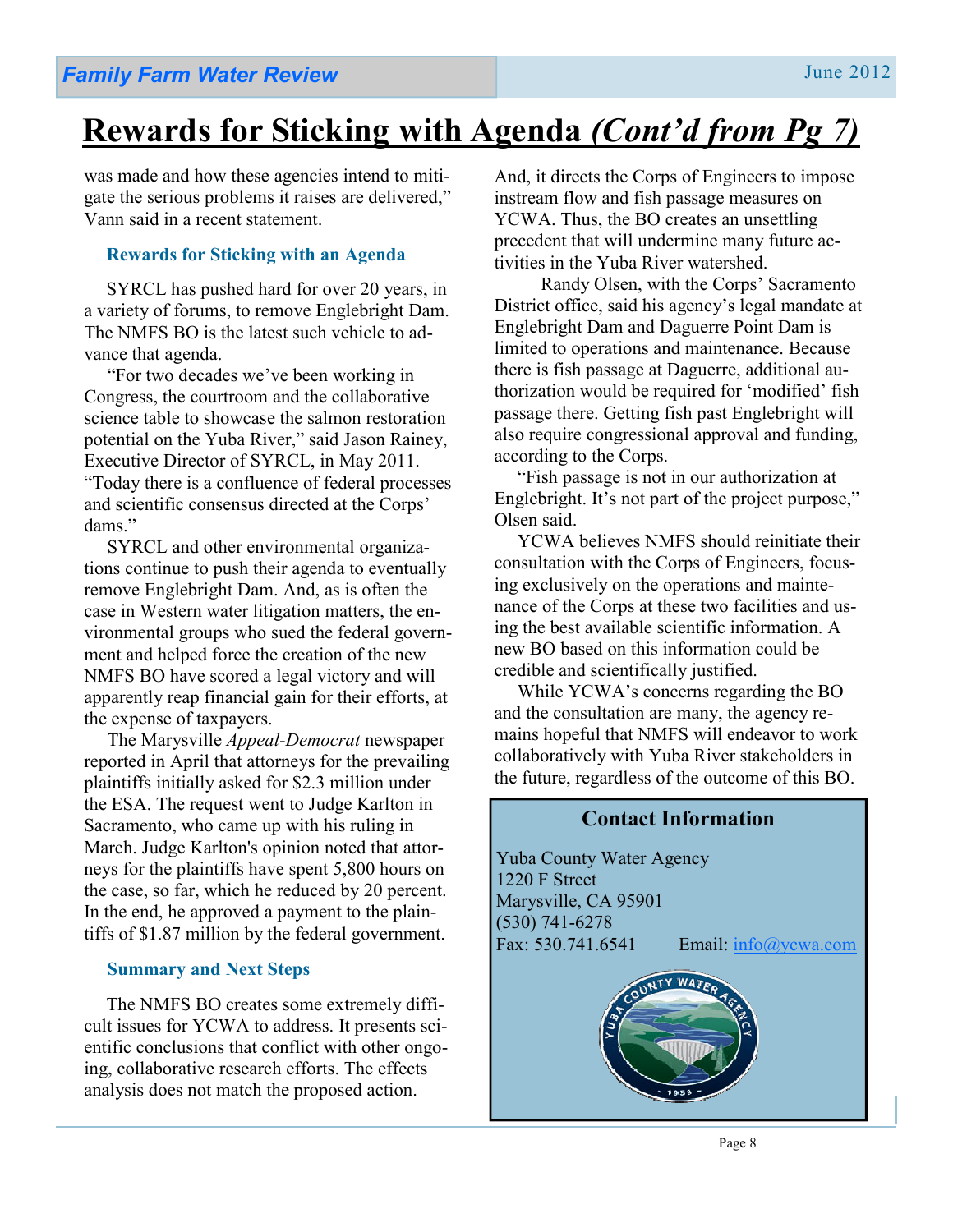# Rewards for Sticking with Agenda *(Cont'd from Pg 7)*

was made and how these agencies intend to mitigate the serious problems it raises are delivered," Vann said in a recent statement.

### Rewards for Sticking with an Agenda

SYRCL has pushed hard for over 20 years, in a variety of forums, to remove Englebright Dam. The NMFS BO is the latest such vehicle to advance that agenda.

"For two decades we've been working in Congress, the courtroom and the collaborative science table to showcase the salmon restoration potential on the Yuba River," said Jason Rainey, Executive Director of SYRCL, in May 2011. "Today there is a confluence of federal processes and scientific consensus directed at the Corps' dams."

SYRCL and other environmental organizations continue to push their agenda to eventually remove Englebright Dam. And, as is often the case in Western water litigation matters, the environmental groups who sued the federal government and helped force the creation of the new NMFS BO have scored a legal victory and will apparently reap financial gain for their efforts, at the expense of taxpayers.

The Marysville *Appeal-Democrat* newspaper reported in April that attorneys for the prevailing plaintiffs initially asked for $2.3 million under the ESA. The request went to Judge Karlton in Sacramento, who came up with his ruling in March. Judge Karlton's opinion noted that attorneys for the plaintiffs have spent 5,800 hours on the case, so far, which he reduced by 20 percent. In the end, he approved a payment to the plaintiffs of $1.87 million by the federal government.

### Summary and Next Steps

The NMFS BO creates some extremely difficult issues for YCWA to address. It presents scientific conclusions that conflict with other ongoing, collaborative research efforts. The effects analysis does not match the proposed action. And, it directs the Corps of Engineers to impose instream flow and fish passage measures on YCWA. Thus, the BO creates an unsettling precedent that will undermine many future activities in the Yuba River watershed.

Randy Olsen, with the Corps' Sacramento District office, said his agency's legal mandate at Englebright Dam and Daguerre Point Dam is limited to operations and maintenance. Because there is fish passage at Daguerre, additional authorization would be required for 'modified' fish passage there. Getting fish past Englebright will also require congressional approval and funding, according to the Corps.

"Fish passage is not in our authorization at Englebright. It's not part of the project purpose," Olsen said.

YCWA believes NMFS should reinitiate their consultation with the Corps of Engineers, focusing exclusively on the operations and maintenance of the Corps at these two facilities and using the best available scientific information. A new BO based on this information could be credible and scientifically justified.

While YCWA's concerns regarding the BO and the consultation are many, the agency remains hopeful that NMFS will endeavor to work collaboratively with Yuba River stakeholders in the future, regardless of the outcome of this BO.

### Contact Information

Yuba County Water Agency
1220 F Street
Marysville, CA 95901
(530) 741-6278
Fax: 530.741.6541 Email: info@ycwa.com